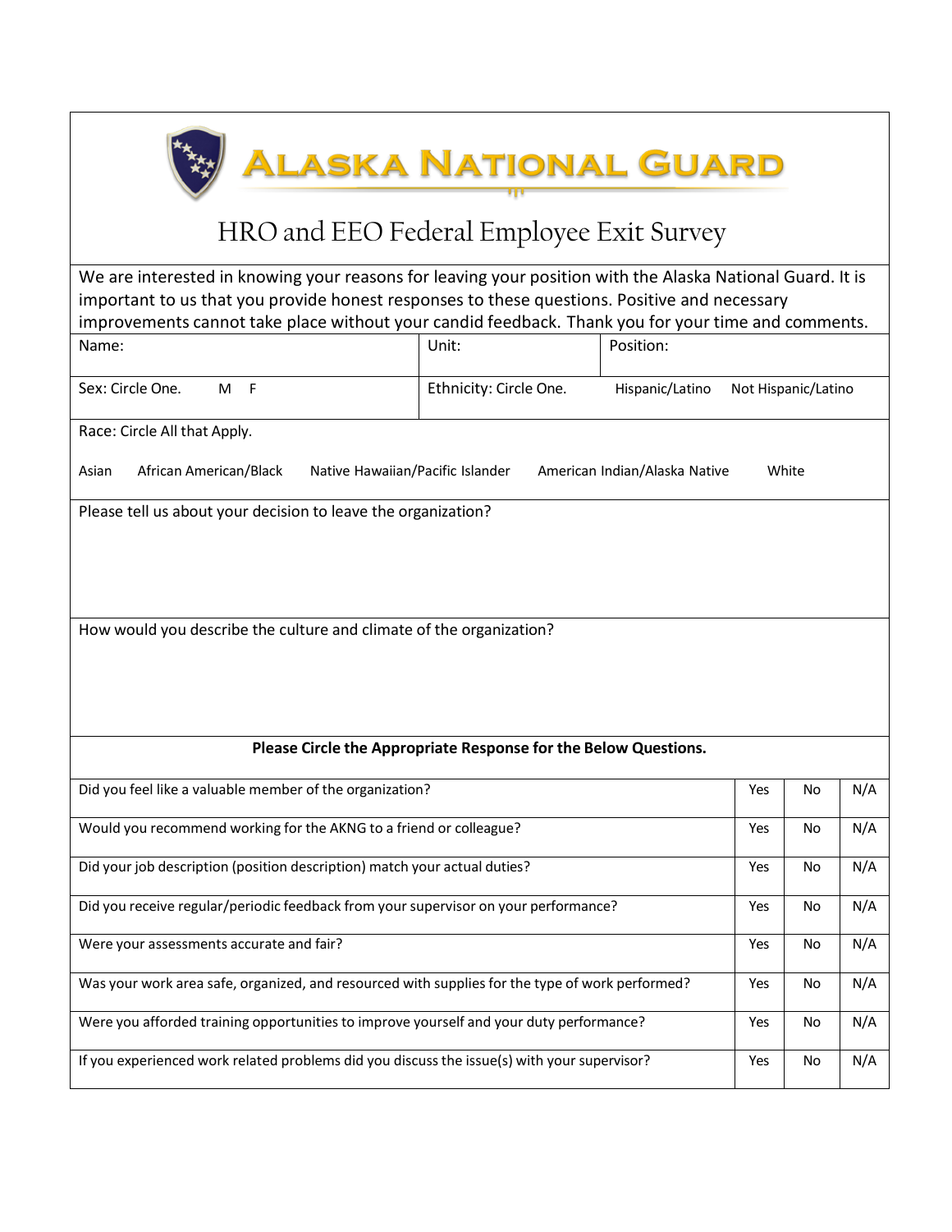# ALASKA NATIONAL GUARD

## HRO and EEO Federal Employee Exit Survey

We are interested in knowing your reasons for leaving your position with the Alaska National Guard. It is important to us that you provide honest responses to these questions. Positive and necessary improvements cannot take place without your candid feedback. Thank you for your time and comments.

| Name: | Unit: | Position: |
|---|---|---|
| Sex: Circle One. M F | Ethnicity: Circle One. | Hispanic/Latino Not Hispanic/Latino |

Race: Circle All that Apply.

Asian African American/Black Native Hawaiian/Pacific Islander American Indian/Alaska Native White

Please tell us about your decision to leave the organization?

How would you describe the culture and climate of the organization?

**Please Circle the Appropriate Response for the Below Questions.**

| Question | | | |
|---|---|---|---|
| Did you feel like a valuable member of the organization? | Yes | No | N/A |
| Would you recommend working for the AKNG to a friend or colleague? | Yes | No | N/A |
| Did your job description (position description) match your actual duties? | Yes | No | N/A |
| Did you receive regular/periodic feedback from your supervisor on your performance? | Yes | No | N/A |
| Were your assessments accurate and fair? | Yes | No | N/A |
| Was your work area safe, organized, and resourced with supplies for the type of work performed? | Yes | No | N/A |
| Were you afforded training opportunities to improve yourself and your duty performance? | Yes | No | N/A |
| If you experienced work related problems did you discuss the issue(s) with your supervisor? | Yes | No | N/A |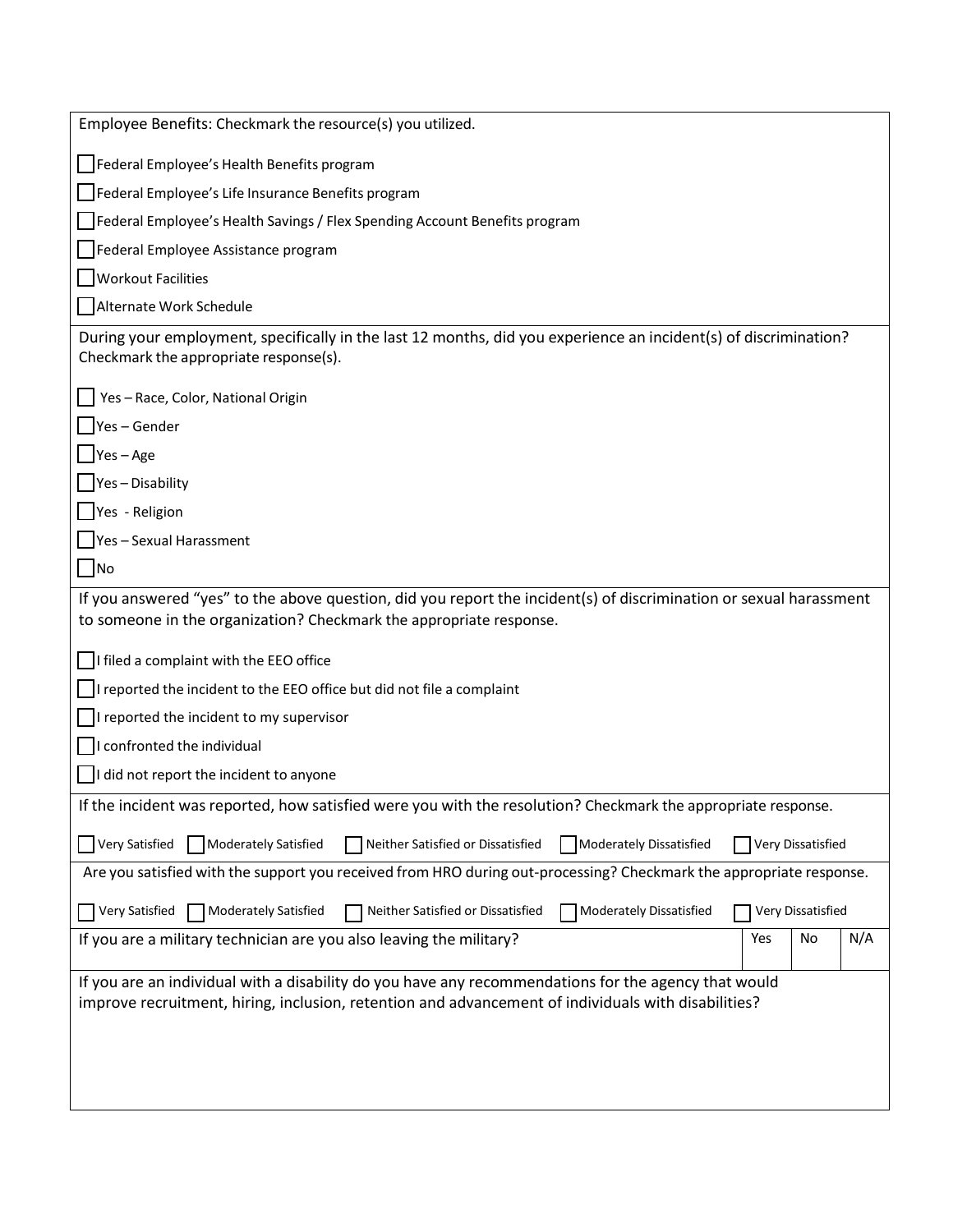Employee Benefits: Checkmark the resource(s) you utilized.

- ☐ Federal Employee's Health Benefits program
- ☐ Federal Employee's Life Insurance Benefits program
- ☐ Federal Employee's Health Savings / Flex Spending Account Benefits program
- ☐ Federal Employee Assistance program
- ☐ Workout Facilities
- ☐ Alternate Work Schedule

During your employment, specifically in the last 12 months, did you experience an incident(s) of discrimination? Checkmark the appropriate response(s).

- ☐ Yes – Race, Color, National Origin
- ☐ Yes – Gender
- ☐ Yes – Age
- ☐ Yes – Disability
- ☐ Yes - Religion
- ☐ Yes – Sexual Harassment
- ☐ No

If you answered "yes" to the above question, did you report the incident(s) of discrimination or sexual harassment to someone in the organization? Checkmark the appropriate response.

- ☐ I filed a complaint with the EEO office
- ☐ I reported the incident to the EEO office but did not file a complaint
- ☐ I reported the incident to my supervisor
- ☐ I confronted the individual
- ☐ I did not report the incident to anyone

If the incident was reported, how satisfied were you with the resolution? Checkmark the appropriate response.

☐ Very Satisfied ☐ Moderately Satisfied ☐ Neither Satisfied or Dissatisfied ☐ Moderately Dissatisfied ☐ Very Dissatisfied

Are you satisfied with the support you received from HRO during out-processing? Checkmark the appropriate response.

☐ Very Satisfied ☐ Moderately Satisfied ☐ Neither Satisfied or Dissatisfied ☐ Moderately Dissatisfied ☐ Very Dissatisfied

| If you are a military technician are you also leaving the military? | Yes | No | N/A |
|---|---|---|---|

If you are an individual with a disability do you have any recommendations for the agency that would improve recruitment, hiring, inclusion, retention and advancement of individuals with disabilities?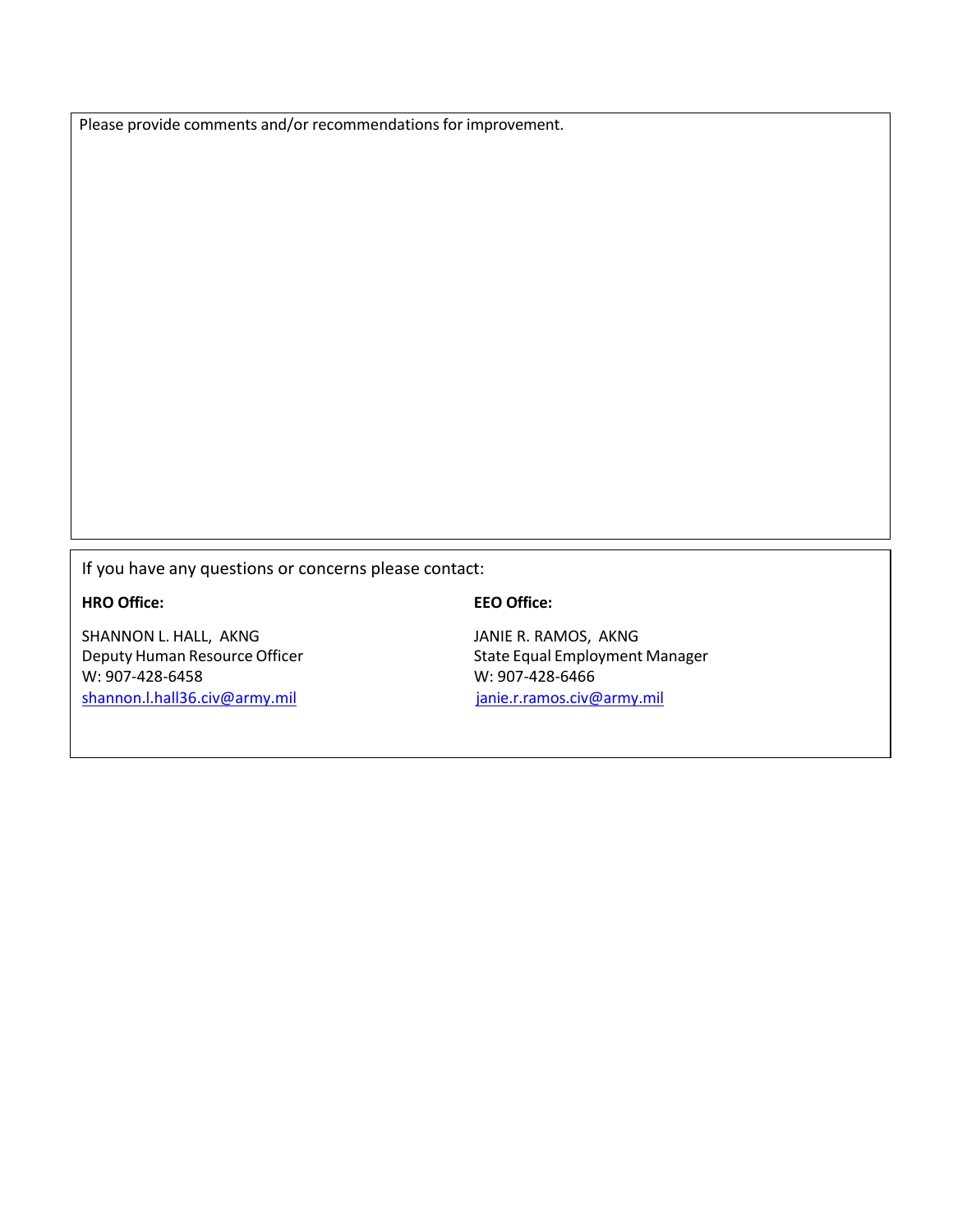Please provide comments and/or recommendations for improvement.

If you have any questions or concerns please contact:

**HRO Office:**

SHANNON L. HALL, AKNG
Deputy Human Resource Officer
W: 907-428-6458
shannon.l.hall36.civ@army.mil

**EEO Office:**

JANIE R. RAMOS, AKNG
State Equal Employment Manager
W: 907-428-6466
janie.r.ramos.civ@army.mil